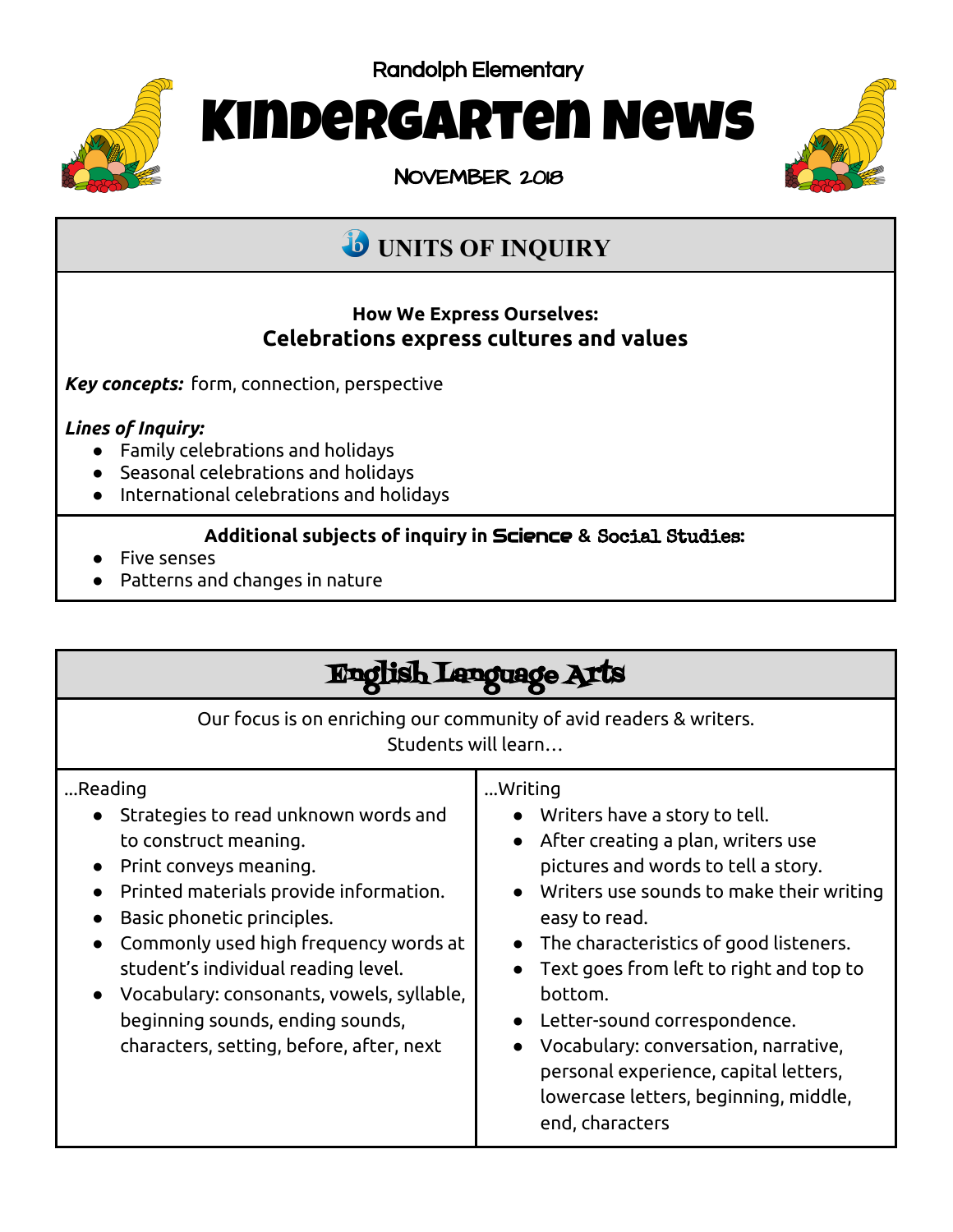Randolph Elementary

# Kindergarten News

November 2018

## UNITS OF INQUIRY

**How We Express Ourselves:**

**Celebrations express cultures and values**

***Key concepts:*** form, connection, perspective

***Lines of Inquiry:***

- Family celebrations and holidays
- Seasonal celebrations and holidays
- International celebrations and holidays

**Additional subjects of inquiry in Science & Social Studies:**

- Five senses
- Patterns and changes in nature

## English Language Arts

Our focus is on enriching our community of avid readers & writers.
Students will learn…

…Reading

- Strategies to read unknown words and to construct meaning.
- Print conveys meaning.
- Printed materials provide information.
- Basic phonetic principles.
- Commonly used high frequency words at student's individual reading level.
- Vocabulary: consonants, vowels, syllable, beginning sounds, ending sounds, characters, setting, before, after, next

…Writing

- Writers have a story to tell.
- After creating a plan, writers use pictures and words to tell a story.
- Writers use sounds to make their writing easy to read.
- The characteristics of good listeners.
- Text goes from left to right and top to bottom.
- Letter-sound correspondence.
- Vocabulary: conversation, narrative, personal experience, capital letters, lowercase letters, beginning, middle, end, characters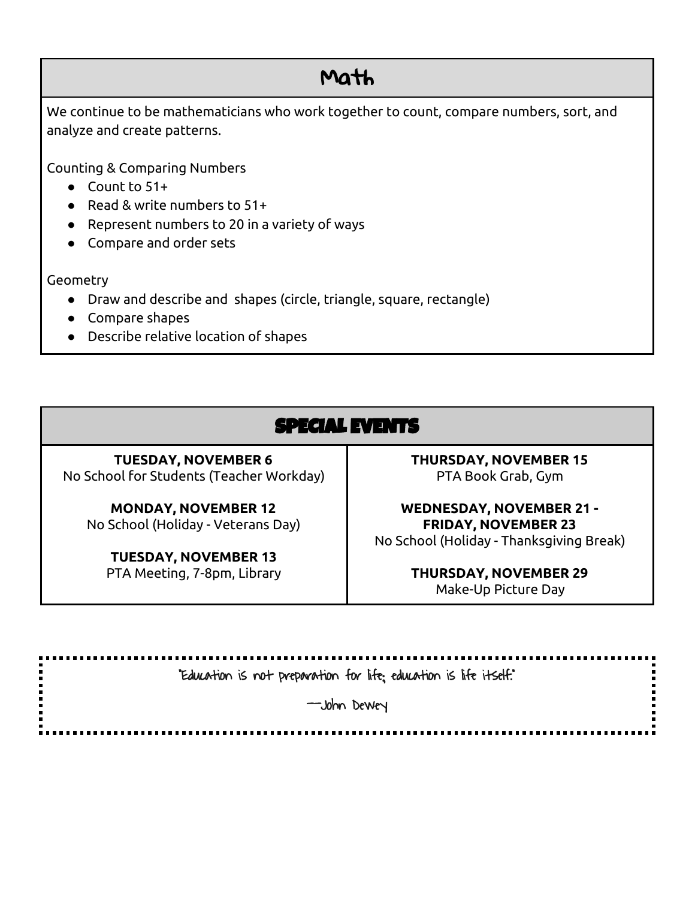## Math

We continue to be mathematicians who work together to count, compare numbers, sort, and analyze and create patterns.

Counting & Comparing Numbers

- Count to 51+
- Read & write numbers to 51+
- Represent numbers to 20 in a variety of ways
- Compare and order sets

Geometry

- Draw and describe and shapes (circle, triangle, square, rectangle)
- Compare shapes
- Describe relative location of shapes

## SPECIAL EVENTS

**TUESDAY, NOVEMBER 6**
No School for Students (Teacher Workday)

**MONDAY, NOVEMBER 12**
No School (Holiday - Veterans Day)

**TUESDAY, NOVEMBER 13**
PTA Meeting, 7-8pm, Library

**THURSDAY, NOVEMBER 15**
PTA Book Grab, Gym

**WEDNESDAY, NOVEMBER 21 - FRIDAY, NOVEMBER 23**
No School (Holiday - Thanksgiving Break)

**THURSDAY, NOVEMBER 29**
Make-Up Picture Day

"Education is not preparation for life; education is life itself."

—John Dewey